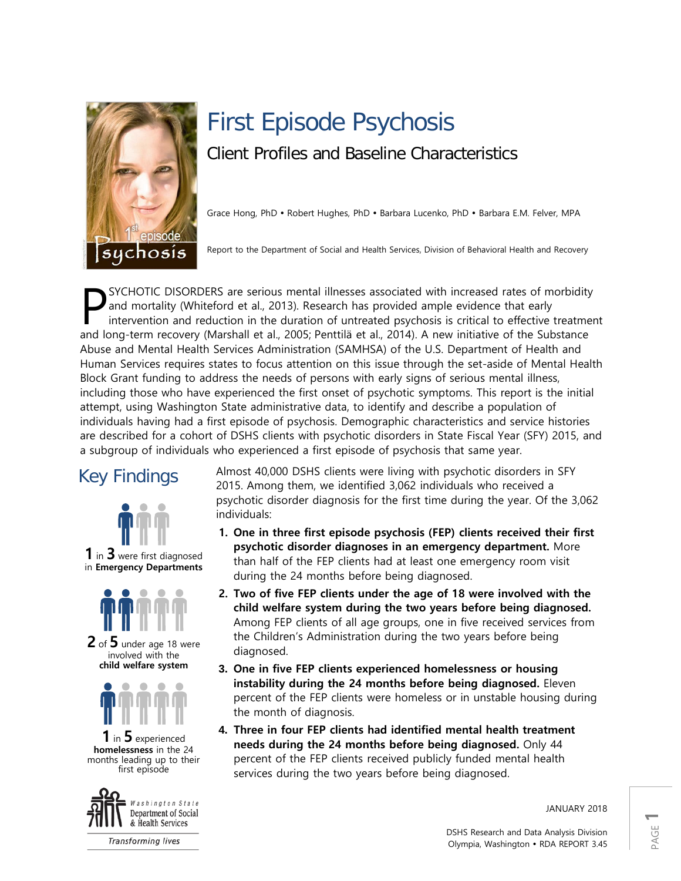# First Episode Psychosis

## Client Profiles and Baseline Characteristics

Grace Hong, PhD • Robert Hughes, PhD • Barbara Lucenko, PhD • Barbara E.M. Felver, MPA

Report to the Department of Social and Health Services, Division of Behavioral Health and Recovery

PSYCHOTIC DISORDERS are serious mental illnesses associated with increased rates of morbidity and mortality (Whiteford et al., 2013). Research has provided ample evidence that early intervention and reduction in the duration of untreated psychosis is critical to effective treatment and long-term recovery (Marshall et al., 2005; Penttilä et al., 2014). A new initiative of the Substance Abuse and Mental Health Services Administration (SAMHSA) of the U.S. Department of Health and Human Services requires states to focus attention on this issue through the set-aside of Mental Health Block Grant funding to address the needs of persons with early signs of serious mental illness, including those who have experienced the first onset of psychotic symptoms. This report is the initial attempt, using Washington State administrative data, to identify and describe a population of individuals having had a first episode of psychosis. Demographic characteristics and service histories are described for a cohort of DSHS clients with psychotic disorders in State Fiscal Year (SFY) 2015, and a subgroup of individuals who experienced a first episode of psychosis that same year.

## Key Findings

**1** in **3** were first diagnosed in **Emergency Departments**

**2** of **5** under age 18 were involved with the **child welfare system**

**1** in **5** experienced **homelessness** in the 24 months leading up to their first episode

Almost 40,000 DSHS clients were living with psychotic disorders in SFY 2015. Among them, we identified 3,062 individuals who received a psychotic disorder diagnosis for the first time during the year. Of the 3,062 individuals:

1. **One in three first episode psychosis (FEP) clients received their first psychotic disorder diagnoses in an emergency department.** More than half of the FEP clients had at least one emergency room visit during the 24 months before being diagnosed.
2. **Two of five FEP clients under the age of 18 were involved with the child welfare system during the two years before being diagnosed.** Among FEP clients of all age groups, one in five received services from the Children's Administration during the two years before being diagnosed.
3. **One in five FEP clients experienced homelessness or housing instability during the 24 months before being diagnosed.** Eleven percent of the FEP clients were homeless or in unstable housing during the month of diagnosis.
4. **Three in four FEP clients had identified mental health treatment needs during the 24 months before being diagnosed.** Only 44 percent of the FEP clients received publicly funded mental health services during the two years before being diagnosed.

JANUARY 2018

DSHS Research and Data Analysis Division
Olympia, Washington • RDA REPORT 3.45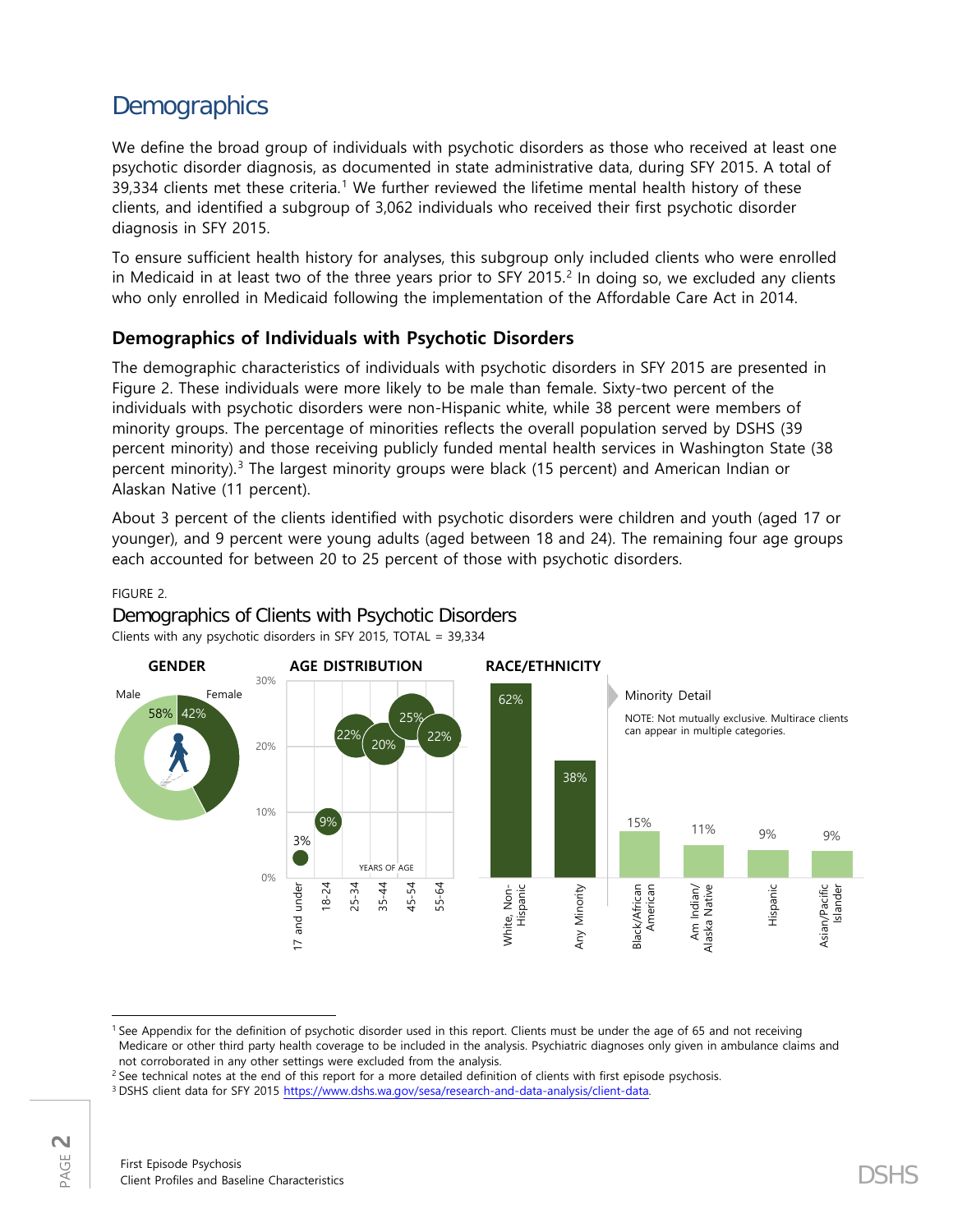# Demographics

We define the broad group of individuals with psychotic disorders as those who received at least one psychotic disorder diagnosis, as documented in state administrative data, during SFY 2015. A total of 39,334 clients met these criteria.[1] We further reviewed the lifetime mental health history of these clients, and identified a subgroup of 3,062 individuals who received their first psychotic disorder diagnosis in SFY 2015.

To ensure sufficient health history for analyses, this subgroup only included clients who were enrolled in Medicaid in at least two of the three years prior to SFY 2015.[2] In doing so, we excluded any clients who only enrolled in Medicaid following the implementation of the Affordable Care Act in 2014.

## Demographics of Individuals with Psychotic Disorders

The demographic characteristics of individuals with psychotic disorders in SFY 2015 are presented in Figure 2. These individuals were more likely to be male than female. Sixty-two percent of the individuals with psychotic disorders were non-Hispanic white, while 38 percent were members of minority groups. The percentage of minorities reflects the overall population served by DSHS (39 percent minority) and those receiving publicly funded mental health services in Washington State (38 percent minority).[3] The largest minority groups were black (15 percent) and American Indian or Alaskan Native (11 percent).

About 3 percent of the clients identified with psychotic disorders were children and youth (aged 17 or younger), and 9 percent were young adults (aged between 18 and 24). The remaining four age groups each accounted for between 20 to 25 percent of those with psychotic disorders.

FIGURE 2.

### Demographics of Clients with Psychotic Disorders

Clients with any psychotic disorders in SFY 2015, TOTAL = 39,334

**GENDER**

| Male | Female |
|---|---|
| 58% | 42% |

**AGE DISTRIBUTION** (YEARS OF AGE)

| 17 and under | 18-24 | 25-34 | 35-44 | 45-54 | 55-64 |
|---|---|---|---|---|---|
| 3% | 9% | 22% | 20% | 25% | 22% |

**RACE/ETHNICITY**

| White, Non-Hispanic | Any Minority |
|---|---|
| 62% | 38% |

Minority Detail

NOTE: Not mutually exclusive. Multirace clients can appear in multiple categories.

| Black/African American | Am Indian/ Alaska Native | Hispanic | Asian/Pacific Islander |
|---|---|---|---|
| 15% | 11% | 9% | 9% |

---

[1] See Appendix for the definition of psychotic disorder used in this report. Clients must be under the age of 65 and not receiving Medicare or other third party health coverage to be included in the analysis. Psychiatric diagnoses only given in ambulance claims and not corroborated in any other settings were excluded from the analysis.

[2] See technical notes at the end of this report for a more detailed definition of clients with first episode psychosis.

[3] DSHS client data for SFY 2015 https://www.dshs.wa.gov/sesa/research-and-data-analysis/client-data.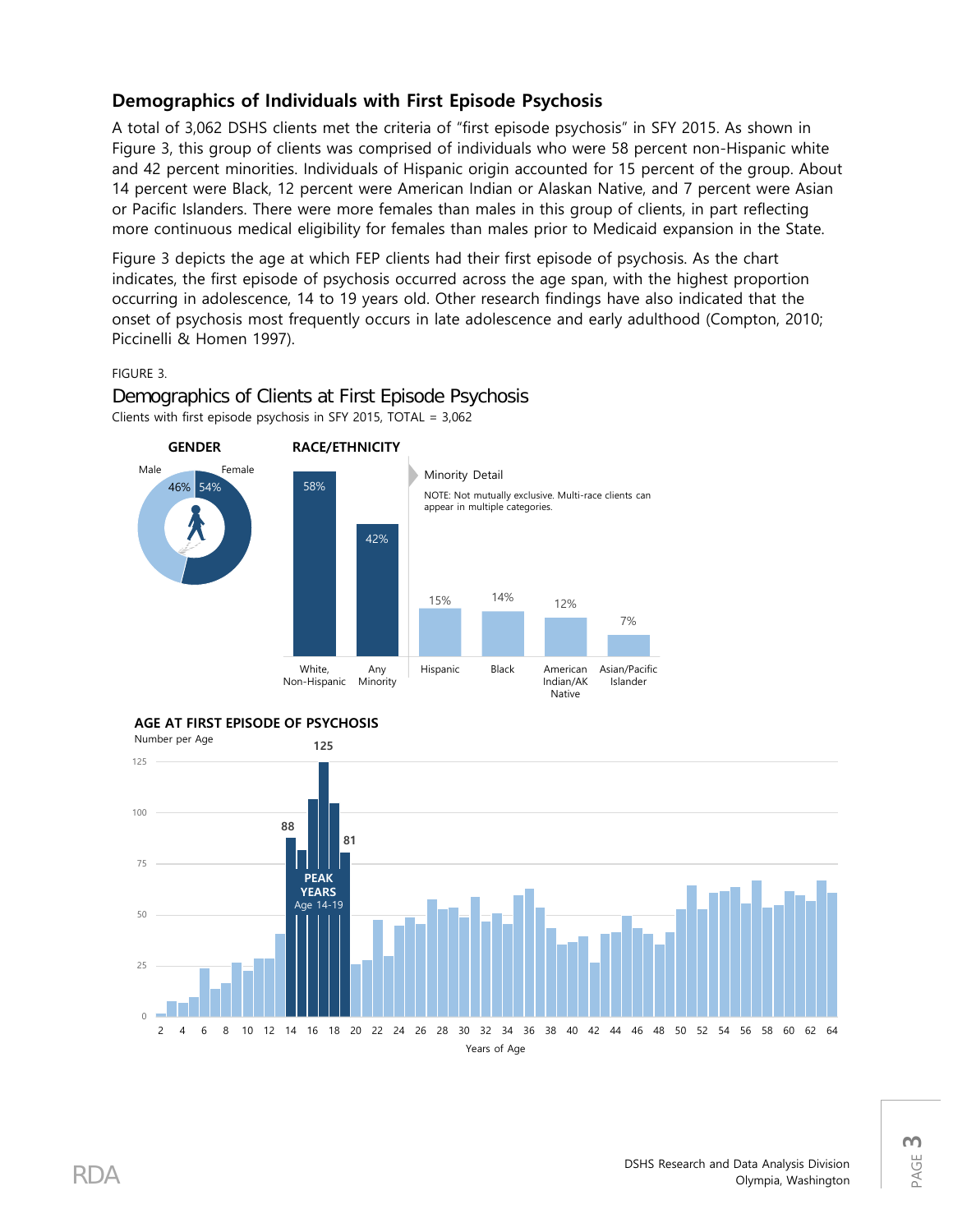## Demographics of Individuals with First Episode Psychosis

A total of 3,062 DSHS clients met the criteria of "first episode psychosis" in SFY 2015. As shown in Figure 3, this group of clients was comprised of individuals who were 58 percent non-Hispanic white and 42 percent minorities. Individuals of Hispanic origin accounted for 15 percent of the group. About 14 percent were Black, 12 percent were American Indian or Alaskan Native, and 7 percent were Asian or Pacific Islanders. There were more females than males in this group of clients, in part reflecting more continuous medical eligibility for females than males prior to Medicaid expansion in the State.

Figure 3 depicts the age at which FEP clients had their first episode of psychosis. As the chart indicates, the first episode of psychosis occurred across the age span, with the highest proportion occurring in adolescence, 14 to 19 years old. Other research findings have also indicated that the onset of psychosis most frequently occurs in late adolescence and early adulthood (Compton, 2010; Piccinelli & Homen 1997).

FIGURE 3.

### Demographics of Clients at First Episode Psychosis

Clients with first episode psychosis in SFY 2015, TOTAL = 3,062

**GENDER**

| Male | Female |
|---|---|
| 46% | 54% |

**RACE/ETHNICITY**

| White, Non-Hispanic | Any Minority |
|---|---|
| 58% | 42% |

Minority Detail

NOTE: Not mutually exclusive. Multi-race clients can appear in multiple categories.

| Hispanic | Black | American Indian/AK Native | Asian/Pacific Islander |
|---|---|---|---|
| 15% | 14% | 12% | 7% |

**AGE AT FIRST EPISODE OF PSYCHOSIS**

Number per Age

PEAK YEARS Age 14-19 (peak of 125; 88 at age 14; 81 at age 19)

Years of Age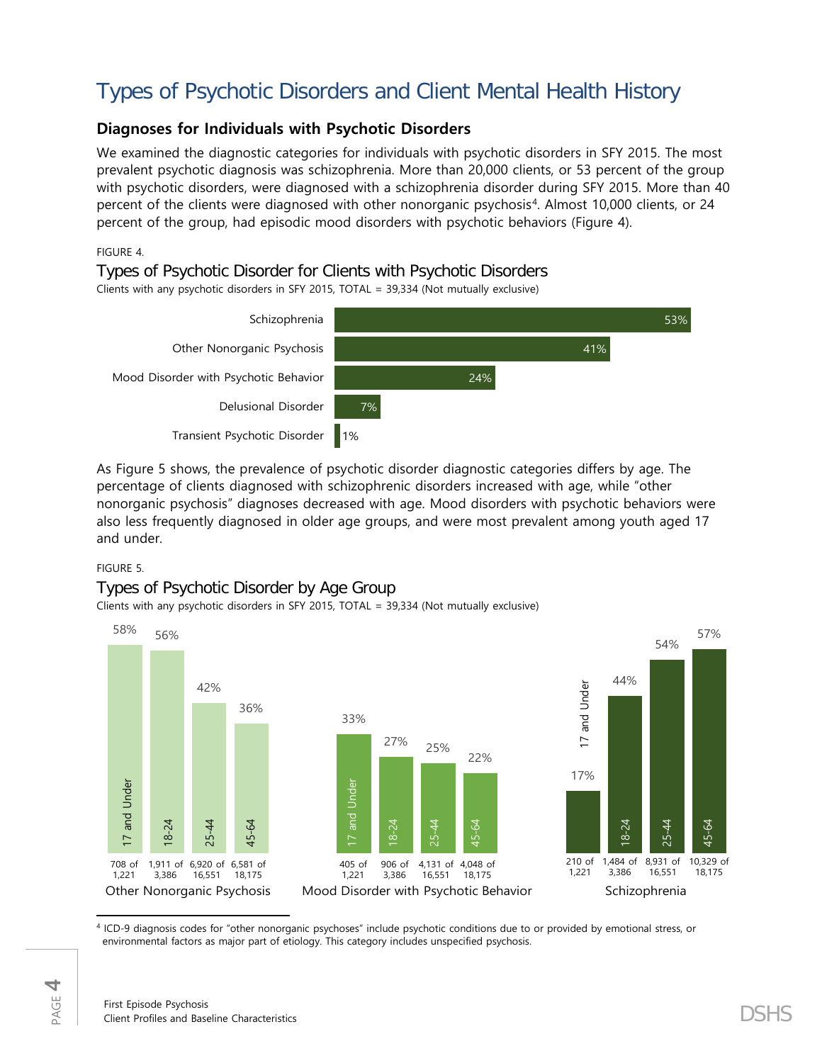# Types of Psychotic Disorders and Client Mental Health History

### Diagnoses for Individuals with Psychotic Disorders

We examined the diagnostic categories for individuals with psychotic disorders in SFY 2015. The most prevalent psychotic diagnosis was schizophrenia. More than 20,000 clients, or 53 percent of the group with psychotic disorders, were diagnosed with a schizophrenia disorder during SFY 2015. More than 40 percent of the clients were diagnosed with other nonorganic psychosis[4]. Almost 10,000 clients, or 24 percent of the group, had episodic mood disorders with psychotic behaviors (Figure 4).

FIGURE 4.

Types of Psychotic Disorder for Clients with Psychotic Disorders

Clients with any psychotic disorders in SFY 2015, TOTAL = 39,334 (Not mutually exclusive)

| Type | Percent |
|---|---|
| Schizophrenia | 53% |
| Other Nonorganic Psychosis | 41% |
| Mood Disorder with Psychotic Behavior | 24% |
| Delusional Disorder | 7% |
| Transient Psychotic Disorder | 1% |

As Figure 5 shows, the prevalence of psychotic disorder diagnostic categories differs by age. The percentage of clients diagnosed with schizophrenic disorders increased with age, while "other nonorganic psychosis" diagnoses decreased with age. Mood disorders with psychotic behaviors were also less frequently diagnosed in older age groups, and were most prevalent among youth aged 17 and under.

FIGURE 5.

Types of Psychotic Disorder by Age Group

Clients with any psychotic disorders in SFY 2015, TOTAL = 39,334 (Not mutually exclusive)

| Age Group | Other Nonorganic Psychosis | Mood Disorder with Psychotic Behavior | Schizophrenia |
|---|---|---|---|
| 17 and Under | 58% (708 of 1,221) | 33% (405 of 1,221) | 17% (210 of 1,221) |
| 18-24 | 56% (1,911 of 3,386) | 27% (906 of 3,386) | 44% (1,484 of 3,386) |
| 25-44 | 42% (6,920 of 16,551) | 25% (4,131 of 16,551) | 54% (8,931 of 16,551) |
| 45-64 | 36% (6,581 of 18,175) | 22% (4,048 of 18,175) | 57% (10,329 of 18,175) |

[4] ICD-9 diagnosis codes for "other nonorganic psychoses" include psychotic conditions due to or provided by emotional stress, or environmental factors as major part of etiology. This category includes unspecified psychosis.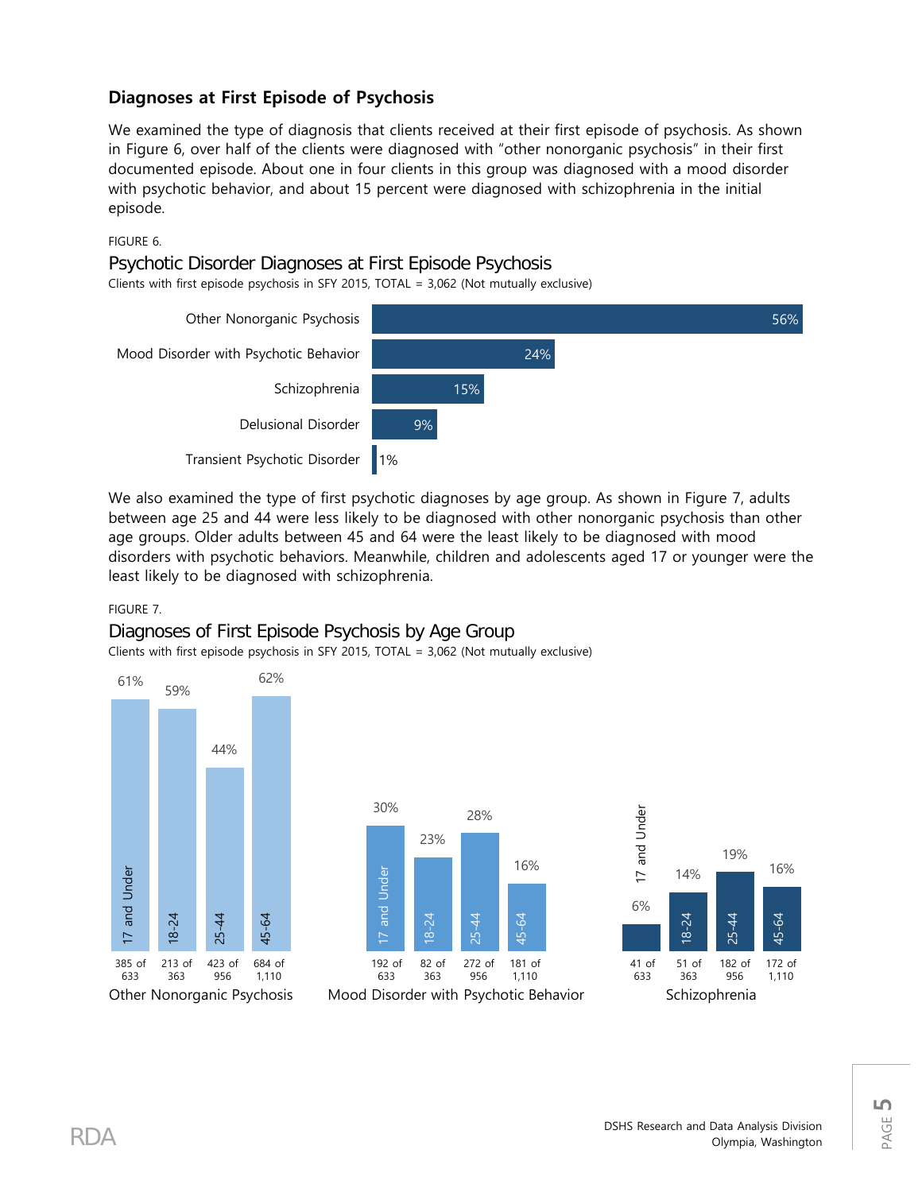### Diagnoses at First Episode of Psychosis

We examined the type of diagnosis that clients received at their first episode of psychosis. As shown in Figure 6, over half of the clients were diagnosed with "other nonorganic psychosis" in their first documented episode. About one in four clients in this group was diagnosed with a mood disorder with psychotic behavior, and about 15 percent were diagnosed with schizophrenia in the initial episode.

FIGURE 6.

Psychotic Disorder Diagnoses at First Episode Psychosis

Clients with first episode psychosis in SFY 2015, TOTAL = 3,062 (Not mutually exclusive)

| Diagnosis | Percent |
|---|---|
| Other Nonorganic Psychosis | 56% |
| Mood Disorder with Psychotic Behavior | 24% |
| Schizophrenia | 15% |
| Delusional Disorder | 9% |
| Transient Psychotic Disorder | 1% |

We also examined the type of first psychotic diagnoses by age group. As shown in Figure 7, adults between age 25 and 44 were less likely to be diagnosed with other nonorganic psychosis than other age groups. Older adults between 45 and 64 were the least likely to be diagnosed with mood disorders with psychotic behaviors. Meanwhile, children and adolescents aged 17 or younger were the least likely to be diagnosed with schizophrenia.

FIGURE 7.

Diagnoses of First Episode Psychosis by Age Group

Clients with first episode psychosis in SFY 2015, TOTAL = 3,062 (Not mutually exclusive)

| Age Group | Other Nonorganic Psychosis | Mood Disorder with Psychotic Behavior | Schizophrenia |
|---|---|---|---|
| 17 and Under | 61% (385 of 633) | 30% (192 of 633) | 6% (41 of 633) |
| 18-24 | 59% (213 of 363) | 23% (82 of 363) | 14% (51 of 363) |
| 25-44 | 44% (423 of 956) | 28% (272 of 956) | 19% (182 of 956) |
| 45-64 | 62% (684 of 1,110) | 16% (181 of 1,110) | 16% (172 of 1,110) |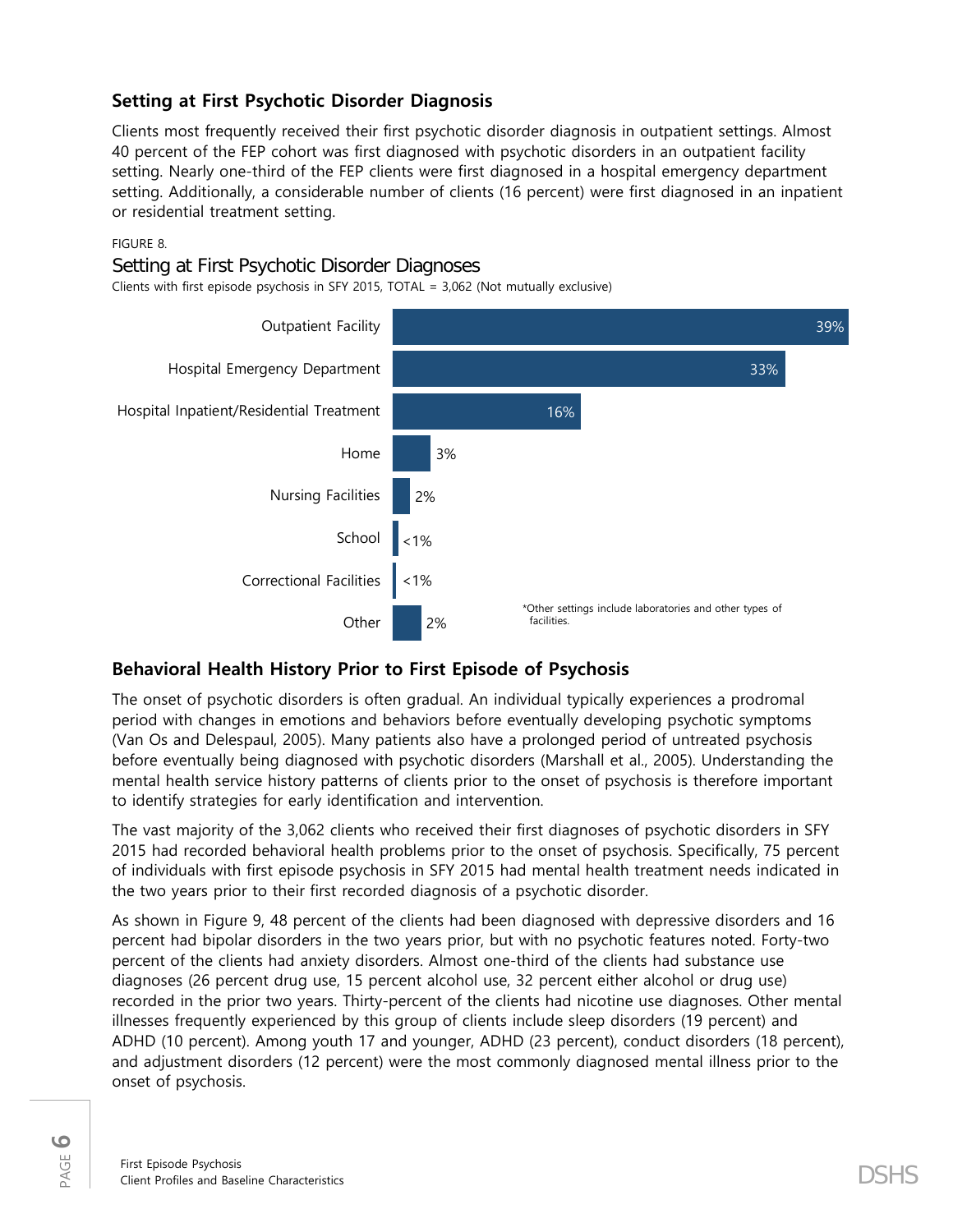## Setting at First Psychotic Disorder Diagnosis

Clients most frequently received their first psychotic disorder diagnosis in outpatient settings. Almost 40 percent of the FEP cohort was first diagnosed with psychotic disorders in an outpatient facility setting. Nearly one-third of the FEP clients were first diagnosed in a hospital emergency department setting. Additionally, a considerable number of clients (16 percent) were first diagnosed in an inpatient or residential treatment setting.

FIGURE 8.

Setting at First Psychotic Disorder Diagnoses

Clients with first episode psychosis in SFY 2015, TOTAL = 3,062 (Not mutually exclusive)

| Setting | Percent |
|---|---|
| Outpatient Facility | 39% |
| Hospital Emergency Department | 33% |
| Hospital Inpatient/Residential Treatment | 16% |
| Home | 3% |
| Nursing Facilities | 2% |
| School | <1% |
| Correctional Facilities | <1% |
| Other | 2% |

*Other settings include laboratories and other types of facilities.

## Behavioral Health History Prior to First Episode of Psychosis

The onset of psychotic disorders is often gradual. An individual typically experiences a prodromal period with changes in emotions and behaviors before eventually developing psychotic symptoms (Van Os and Delespaul, 2005). Many patients also have a prolonged period of untreated psychosis before eventually being diagnosed with psychotic disorders (Marshall et al., 2005). Understanding the mental health service history patterns of clients prior to the onset of psychosis is therefore important to identify strategies for early identification and intervention.

The vast majority of the 3,062 clients who received their first diagnoses of psychotic disorders in SFY 2015 had recorded behavioral health problems prior to the onset of psychosis. Specifically, 75 percent of individuals with first episode psychosis in SFY 2015 had mental health treatment needs indicated in the two years prior to their first recorded diagnosis of a psychotic disorder.

As shown in Figure 9, 48 percent of the clients had been diagnosed with depressive disorders and 16 percent had bipolar disorders in the two years prior, but with no psychotic features noted. Forty-two percent of the clients had anxiety disorders. Almost one-third of the clients had substance use diagnoses (26 percent drug use, 15 percent alcohol use, 32 percent either alcohol or drug use) recorded in the prior two years. Thirty-percent of the clients had nicotine use diagnoses. Other mental illnesses frequently experienced by this group of clients include sleep disorders (19 percent) and ADHD (10 percent). Among youth 17 and younger, ADHD (23 percent), conduct disorders (18 percent), and adjustment disorders (12 percent) were the most commonly diagnosed mental illness prior to the onset of psychosis.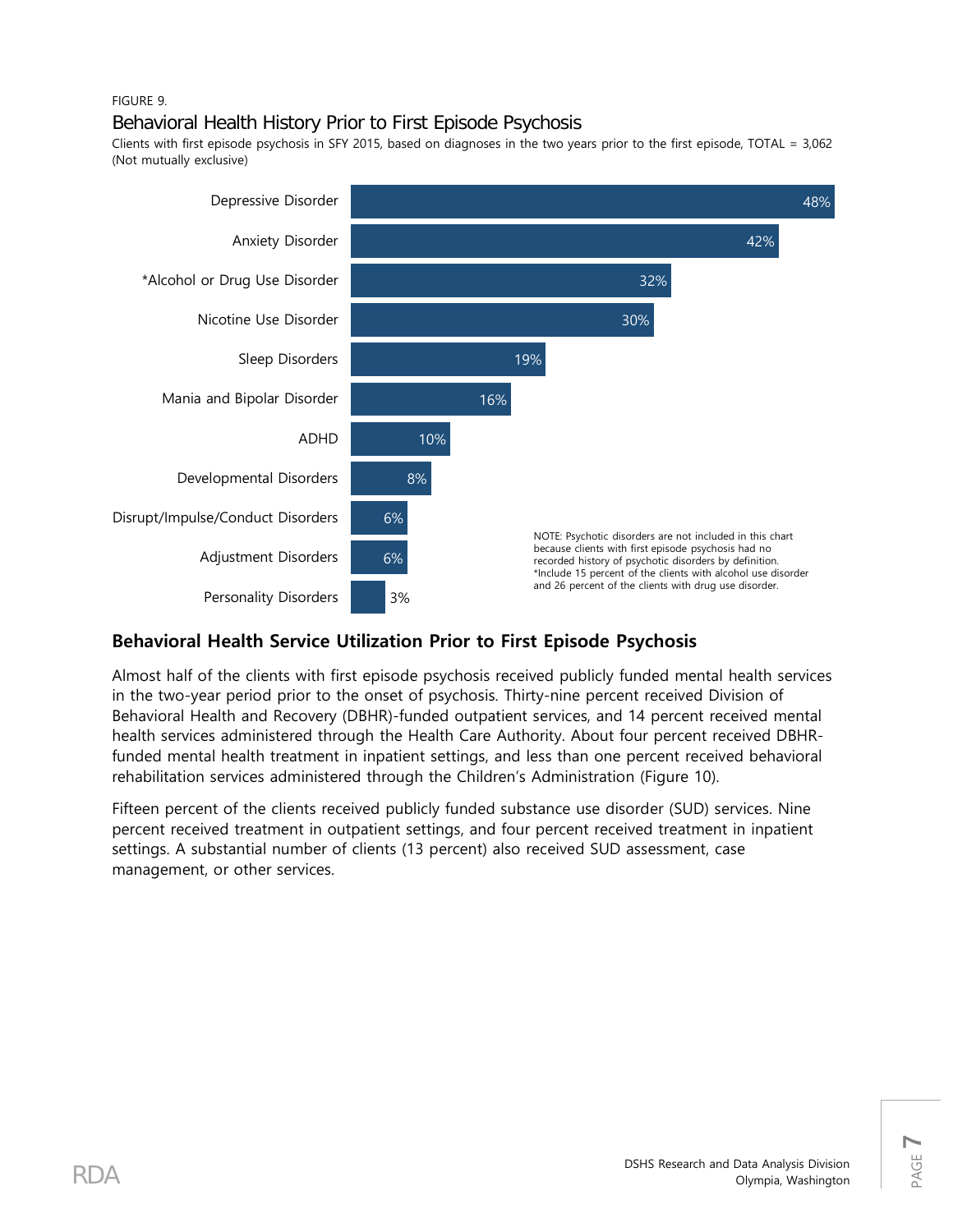FIGURE 9.

## Behavioral Health History Prior to First Episode Psychosis

Clients with first episode psychosis in SFY 2015, based on diagnoses in the two years prior to the first episode, TOTAL = 3,062 (Not mutually exclusive)

| Diagnosis | Percent |
| --- | --- |
| Depressive Disorder | 48% |
| Anxiety Disorder | 42% |
| *Alcohol or Drug Use Disorder | 32% |
| Nicotine Use Disorder | 30% |
| Sleep Disorders | 19% |
| Mania and Bipolar Disorder | 16% |
| ADHD | 10% |
| Developmental Disorders | 8% |
| Disrupt/Impulse/Conduct Disorders | 6% |
| Adjustment Disorders | 6% |
| Personality Disorders | 3% |

NOTE: Psychotic disorders are not included in this chart because clients with first episode psychosis had no recorded history of psychotic disorders by definition.
*Include 15 percent of the clients with alcohol use disorder and 26 percent of the clients with drug use disorder.

## Behavioral Health Service Utilization Prior to First Episode Psychosis

Almost half of the clients with first episode psychosis received publicly funded mental health services in the two-year period prior to the onset of psychosis. Thirty-nine percent received Division of Behavioral Health and Recovery (DBHR)-funded outpatient services, and 14 percent received mental health services administered through the Health Care Authority. About four percent received DBHR-funded mental health treatment in inpatient settings, and less than one percent received behavioral rehabilitation services administered through the Children's Administration (Figure 10).

Fifteen percent of the clients received publicly funded substance use disorder (SUD) services. Nine percent received treatment in outpatient settings, and four percent received treatment in inpatient settings. A substantial number of clients (13 percent) also received SUD assessment, case management, or other services.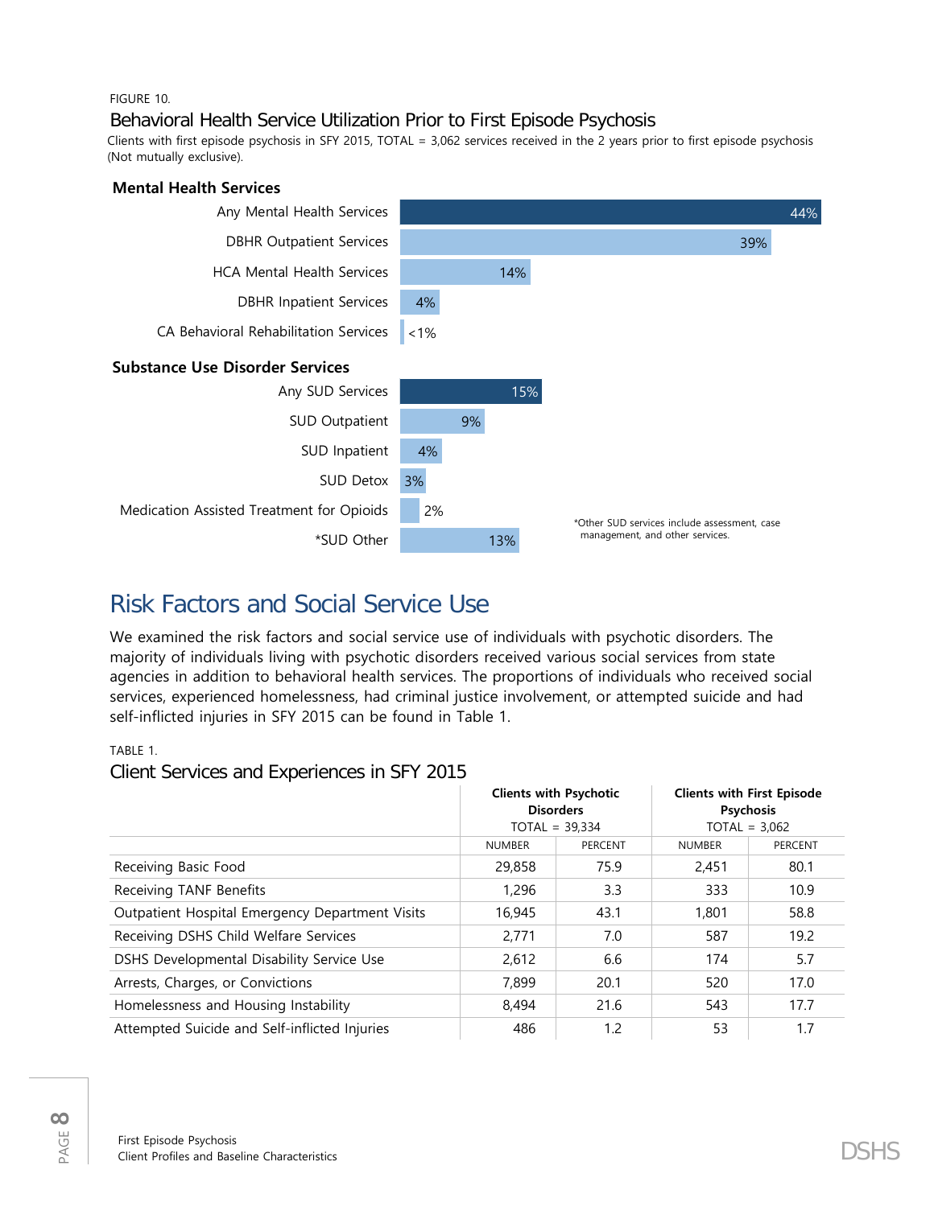FIGURE 10.

### Behavioral Health Service Utilization Prior to First Episode Psychosis

Clients with first episode psychosis in SFY 2015, TOTAL = 3,062 services received in the 2 years prior to first episode psychosis (Not mutually exclusive).

**Mental Health Services**

| Service | Percent |
|---|---|
| Any Mental Health Services | 44% |
| DBHR Outpatient Services | 39% |
| HCA Mental Health Services | 14% |
| DBHR Inpatient Services | 4% |
| CA Behavioral Rehabilitation Services | <1% |

**Substance Use Disorder Services**

| Service | Percent |
|---|---|
| Any SUD Services | 15% |
| SUD Outpatient | 9% |
| SUD Inpatient | 4% |
| SUD Detox | 3% |
| Medication Assisted Treatment for Opioids | 2% |
| *SUD Other | 13% |

*Other SUD services include assessment, case management, and other services.

## Risk Factors and Social Service Use

We examined the risk factors and social service use of individuals with psychotic disorders. The majority of individuals living with psychotic disorders received various social services from state agencies in addition to behavioral health services. The proportions of individuals who received social services, experienced homelessness, had criminal justice involvement, or attempted suicide and had self-inflicted injuries in SFY 2015 can be found in Table 1.

TABLE 1.

### Client Services and Experiences in SFY 2015

| | **Clients with Psychotic Disorders** TOTAL = 39,334 | | **Clients with First Episode Psychosis** TOTAL = 3,062 | |
|---|---|---|---|---|
| | NUMBER | PERCENT | NUMBER | PERCENT |
| Receiving Basic Food | 29,858 | 75.9 | 2,451 | 80.1 |
| Receiving TANF Benefits | 1,296 | 3.3 | 333 | 10.9 |
| Outpatient Hospital Emergency Department Visits | 16,945 | 43.1 | 1,801 | 58.8 |
| Receiving DSHS Child Welfare Services | 2,771 | 7.0 | 587 | 19.2 |
| DSHS Developmental Disability Service Use | 2,612 | 6.6 | 174 | 5.7 |
| Arrests, Charges, or Convictions | 7,899 | 20.1 | 520 | 17.0 |
| Homelessness and Housing Instability | 8,494 | 21.6 | 543 | 17.7 |
| Attempted Suicide and Self-inflicted Injuries | 486 | 1.2 | 53 | 1.7 |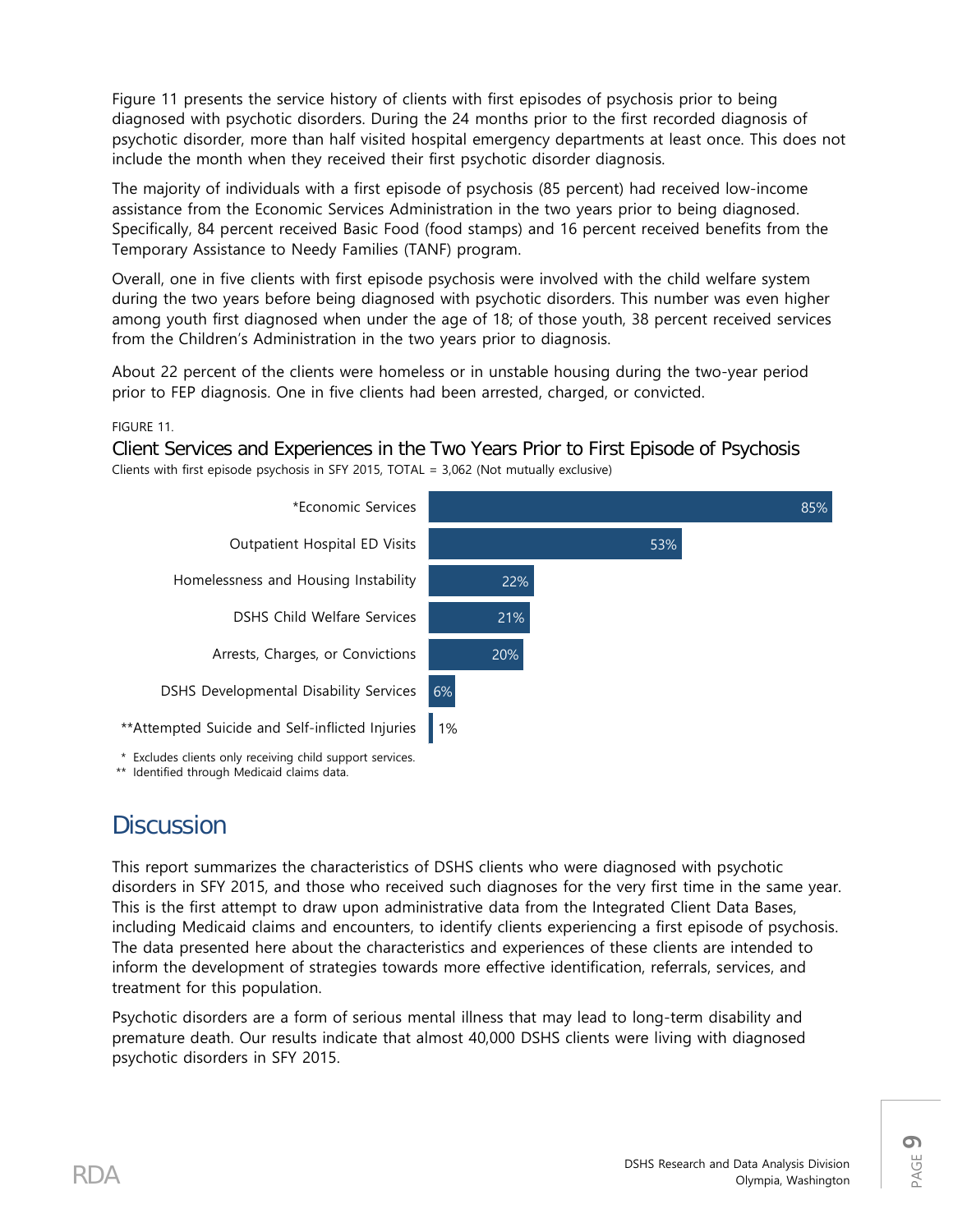Figure 11 presents the service history of clients with first episodes of psychosis prior to being diagnosed with psychotic disorders. During the 24 months prior to the first recorded diagnosis of psychotic disorder, more than half visited hospital emergency departments at least once. This does not include the month when they received their first psychotic disorder diagnosis.

The majority of individuals with a first episode of psychosis (85 percent) had received low-income assistance from the Economic Services Administration in the two years prior to being diagnosed. Specifically, 84 percent received Basic Food (food stamps) and 16 percent received benefits from the Temporary Assistance to Needy Families (TANF) program.

Overall, one in five clients with first episode psychosis were involved with the child welfare system during the two years before being diagnosed with psychotic disorders. This number was even higher among youth first diagnosed when under the age of 18; of those youth, 38 percent received services from the Children's Administration in the two years prior to diagnosis.

About 22 percent of the clients were homeless or in unstable housing during the two-year period prior to FEP diagnosis. One in five clients had been arrested, charged, or convicted.

FIGURE 11.

Client Services and Experiences in the Two Years Prior to First Episode of Psychosis

Clients with first episode psychosis in SFY 2015, TOTAL = 3,062 (Not mutually exclusive)

| Service/Experience | Percent |
| --- | --- |
| *Economic Services | 85% |
| Outpatient Hospital ED Visits | 53% |
| Homelessness and Housing Instability | 22% |
| DSHS Child Welfare Services | 21% |
| Arrests, Charges, or Convictions | 20% |
| DSHS Developmental Disability Services | 6% |
| **Attempted Suicide and Self-inflicted Injuries | 1% |

\* Excludes clients only receiving child support services.

\*\* Identified through Medicaid claims data.

# Discussion

This report summarizes the characteristics of DSHS clients who were diagnosed with psychotic disorders in SFY 2015, and those who received such diagnoses for the very first time in the same year. This is the first attempt to draw upon administrative data from the Integrated Client Data Bases, including Medicaid claims and encounters, to identify clients experiencing a first episode of psychosis. The data presented here about the characteristics and experiences of these clients are intended to inform the development of strategies towards more effective identification, referrals, services, and treatment for this population.

Psychotic disorders are a form of serious mental illness that may lead to long-term disability and premature death. Our results indicate that almost 40,000 DSHS clients were living with diagnosed psychotic disorders in SFY 2015.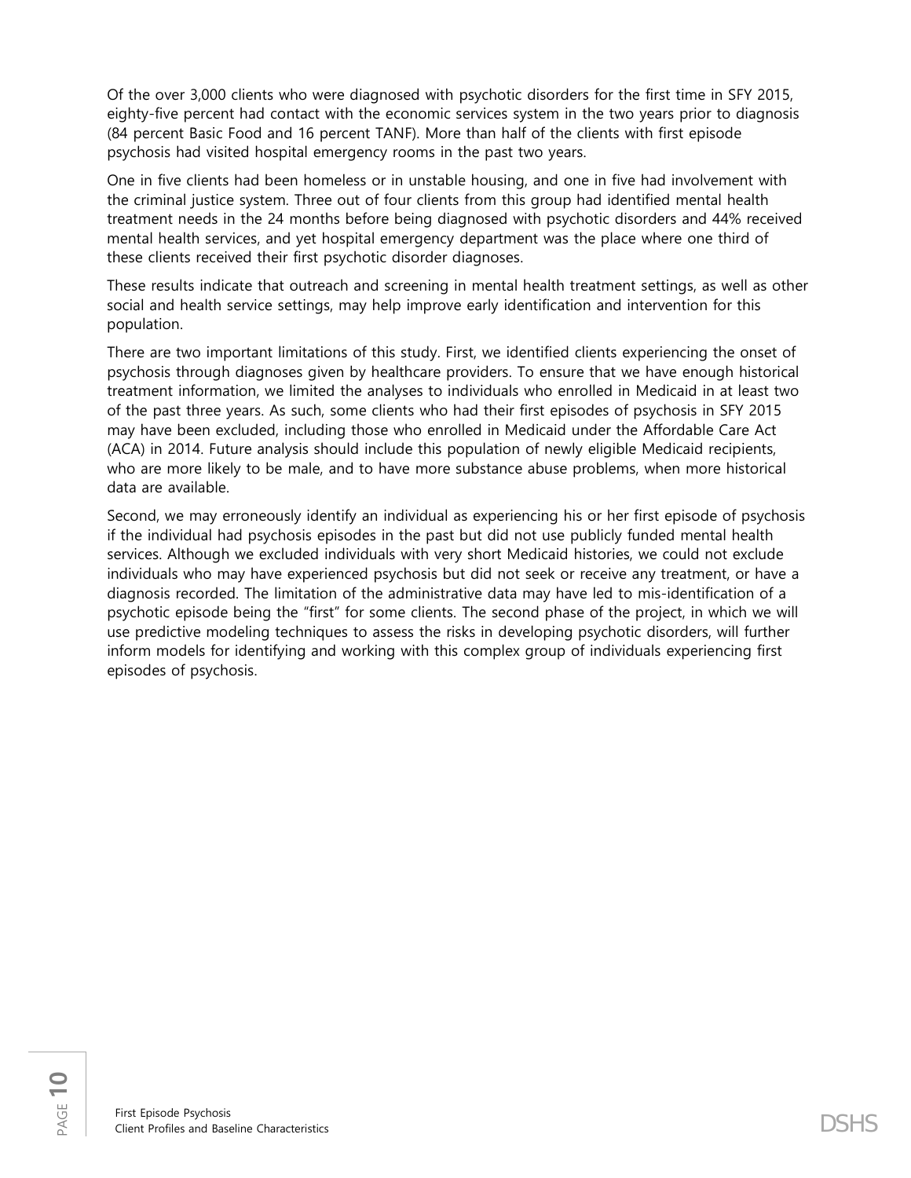Of the over 3,000 clients who were diagnosed with psychotic disorders for the first time in SFY 2015, eighty-five percent had contact with the economic services system in the two years prior to diagnosis (84 percent Basic Food and 16 percent TANF). More than half of the clients with first episode psychosis had visited hospital emergency rooms in the past two years.

One in five clients had been homeless or in unstable housing, and one in five had involvement with the criminal justice system. Three out of four clients from this group had identified mental health treatment needs in the 24 months before being diagnosed with psychotic disorders and 44% received mental health services, and yet hospital emergency department was the place where one third of these clients received their first psychotic disorder diagnoses.

These results indicate that outreach and screening in mental health treatment settings, as well as other social and health service settings, may help improve early identification and intervention for this population.

There are two important limitations of this study. First, we identified clients experiencing the onset of psychosis through diagnoses given by healthcare providers. To ensure that we have enough historical treatment information, we limited the analyses to individuals who enrolled in Medicaid in at least two of the past three years. As such, some clients who had their first episodes of psychosis in SFY 2015 may have been excluded, including those who enrolled in Medicaid under the Affordable Care Act (ACA) in 2014. Future analysis should include this population of newly eligible Medicaid recipients, who are more likely to be male, and to have more substance abuse problems, when more historical data are available.

Second, we may erroneously identify an individual as experiencing his or her first episode of psychosis if the individual had psychosis episodes in the past but did not use publicly funded mental health services. Although we excluded individuals with very short Medicaid histories, we could not exclude individuals who may have experienced psychosis but did not seek or receive any treatment, or have a diagnosis recorded. The limitation of the administrative data may have led to mis-identification of a psychotic episode being the "first" for some clients. The second phase of the project, in which we will use predictive modeling techniques to assess the risks in developing psychotic disorders, will further inform models for identifying and working with this complex group of individuals experiencing first episodes of psychosis.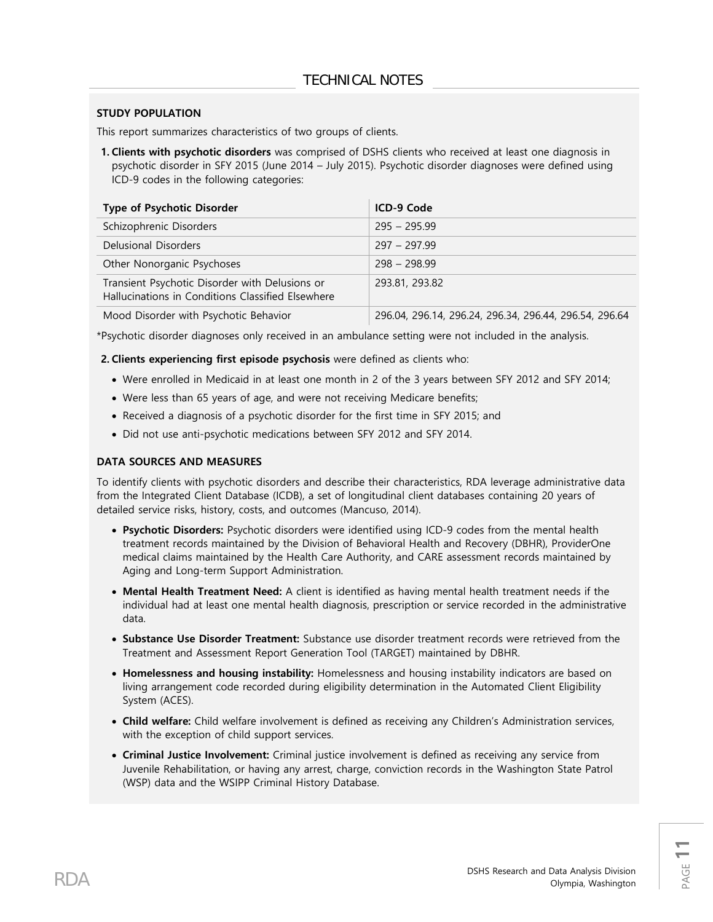# TECHNICAL NOTES

**STUDY POPULATION**

This report summarizes characteristics of two groups of clients.

1. **Clients with psychotic disorders** was comprised of DSHS clients who received at least one diagnosis in psychotic disorder in SFY 2015 (June 2014 – July 2015). Psychotic disorder diagnoses were defined using ICD-9 codes in the following categories:

| Type of Psychotic Disorder | ICD-9 Code |
|---|---|
| Schizophrenic Disorders | 295 – 295.99 |
| Delusional Disorders | 297 – 297.99 |
| Other Nonorganic Psychoses | 298 – 298.99 |
| Transient Psychotic Disorder with Delusions or Hallucinations in Conditions Classified Elsewhere | 293.81, 293.82 |
| Mood Disorder with Psychotic Behavior | 296.04, 296.14, 296.24, 296.34, 296.44, 296.54, 296.64 |

*Psychotic disorder diagnoses only received in an ambulance setting were not included in the analysis.

2. **Clients experiencing first episode psychosis** were defined as clients who:
   - Were enrolled in Medicaid in at least one month in 2 of the 3 years between SFY 2012 and SFY 2014;
   - Were less than 65 years of age, and were not receiving Medicare benefits;
   - Received a diagnosis of a psychotic disorder for the first time in SFY 2015; and
   - Did not use anti-psychotic medications between SFY 2012 and SFY 2014.

**DATA SOURCES AND MEASURES**

To identify clients with psychotic disorders and describe their characteristics, RDA leverage administrative data from the Integrated Client Database (ICDB), a set of longitudinal client databases containing 20 years of detailed service risks, history, costs, and outcomes (Mancuso, 2014).

- **Psychotic Disorders:** Psychotic disorders were identified using ICD-9 codes from the mental health treatment records maintained by the Division of Behavioral Health and Recovery (DBHR), ProviderOne medical claims maintained by the Health Care Authority, and CARE assessment records maintained by Aging and Long-term Support Administration.
- **Mental Health Treatment Need:** A client is identified as having mental health treatment needs if the individual had at least one mental health diagnosis, prescription or service recorded in the administrative data.
- **Substance Use Disorder Treatment:** Substance use disorder treatment records were retrieved from the Treatment and Assessment Report Generation Tool (TARGET) maintained by DBHR.
- **Homelessness and housing instability:** Homelessness and housing instability indicators are based on living arrangement code recorded during eligibility determination in the Automated Client Eligibility System (ACES).
- **Child welfare:** Child welfare involvement is defined as receiving any Children's Administration services, with the exception of child support services.
- **Criminal Justice Involvement:** Criminal justice involvement is defined as receiving any service from Juvenile Rehabilitation, or having any arrest, charge, conviction records in the Washington State Patrol (WSP) data and the WSIPP Criminal History Database.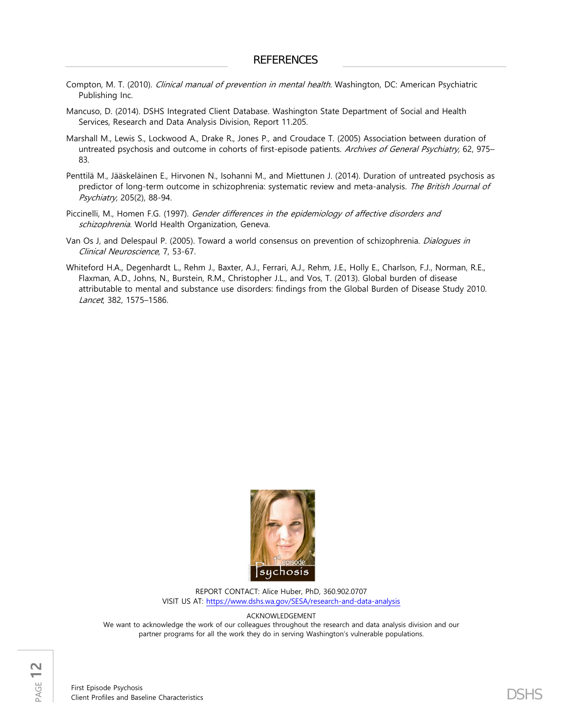## REFERENCES

Compton, M. T. (2010). *Clinical manual of prevention in mental health*. Washington, DC: American Psychiatric Publishing Inc.

Mancuso, D. (2014). DSHS Integrated Client Database. Washington State Department of Social and Health Services, Research and Data Analysis Division, Report 11.205.

Marshall M., Lewis S., Lockwood A., Drake R., Jones P., and Croudace T. (2005) Association between duration of untreated psychosis and outcome in cohorts of first-episode patients. *Archives of General Psychiatry,* 62, 975–83.

Penttilä M., Jääskeläinen E., Hirvonen N., Isohanni M., and Miettunen J. (2014). Duration of untreated psychosis as predictor of long-term outcome in schizophrenia: systematic review and meta-analysis. *The British Journal of Psychiatry,* 205(2), 88-94.

Piccinelli, M., Homen F.G. (1997). *Gender differences in the epidemiology of affective disorders and schizophrenia.* World Health Organization, Geneva.

Van Os J, and Delespaul P. (2005). Toward a world consensus on prevention of schizophrenia. *Dialogues in Clinical Neuroscience*, 7, 53-67.

Whiteford H.A., Degenhardt L., Rehm J., Baxter, A.J., Ferrari, A.J., Rehm, J.E., Holly E., Charlson, F.J., Norman, R.E., Flaxman, A.D., Johns, N., Burstein, R.M., Christopher J.L., and Vos, T. (2013). Global burden of disease attributable to mental and substance use disorders: findings from the Global Burden of Disease Study 2010. *Lancet*, 382, 1575–1586.

REPORT CONTACT: Alice Huber, PhD, 360.902.0707

VISIT US AT: https://www.dshs.wa.gov/SESA/research-and-data-analysis

ACKNOWLEDGEMENT

We want to acknowledge the work of our colleagues throughout the research and data analysis division and our partner programs for all the work they do in serving Washington's vulnerable populations.